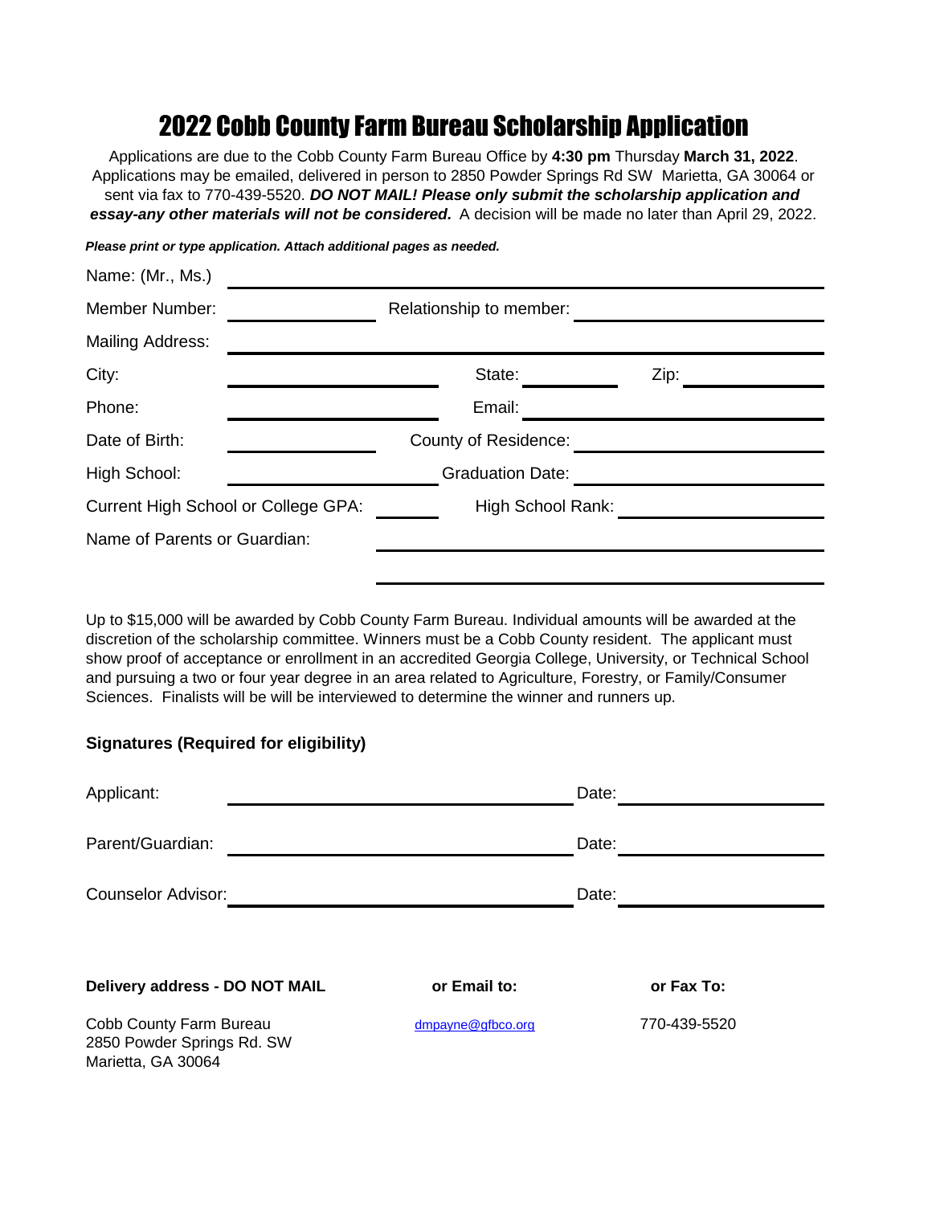# 2022 Cobb County Farm Bureau Scholarship Application

Applications are due to the Cobb County Farm Bureau Office by **4:30 pm** Thursday **March 31, 2022**. Applications may be emailed, delivered in person to 2850 Powder Springs Rd SW Marietta, GA 30064 or sent via fax to 770-439-5520. ***DO NOT MAIL! Please only submit the scholarship application and essay-any other materials will not be considered.*** A decision will be made no later than April 29, 2022.

***Please print or type application. Attach additional pages as needed.***

Name: (Mr., Ms.) ______________________________

Member Number: ____________ Relationship to member: ____________

Mailing Address: ______________________________

City: ____________ State: ________ Zip: ________

Phone: ____________ Email: ____________

Date of Birth: ____________ County of Residence: ____________

High School: ____________ Graduation Date: ____________

Current High School or College GPA: ________ High School Rank: ____________

Name of Parents or Guardian: ______________________________

______________________________

Up to $15,000 will be awarded by Cobb County Farm Bureau. Individual amounts will be awarded at the discretion of the scholarship committee. Winners must be a Cobb County resident. The applicant must show proof of acceptance or enrollment in an accredited Georgia College, University, or Technical School and pursuing a two or four year degree in an area related to Agriculture, Forestry, or Family/Consumer Sciences. Finalists will be will be interviewed to determine the winner and runners up.

**Signatures (Required for eligibility)**

Applicant: ______________________________ Date: ____________

Parent/Guardian: ______________________________ Date: ____________

Counselor Advisor: ______________________________ Date: ____________

| **Delivery address - DO NOT MAIL** | **or Email to:** | **or Fax To:** |
|---|---|---|
| Cobb County Farm Bureau<br>2850 Powder Springs Rd. SW<br>Marietta, GA 30064 | dmpayne@gfbco.org | 770-439-5520 |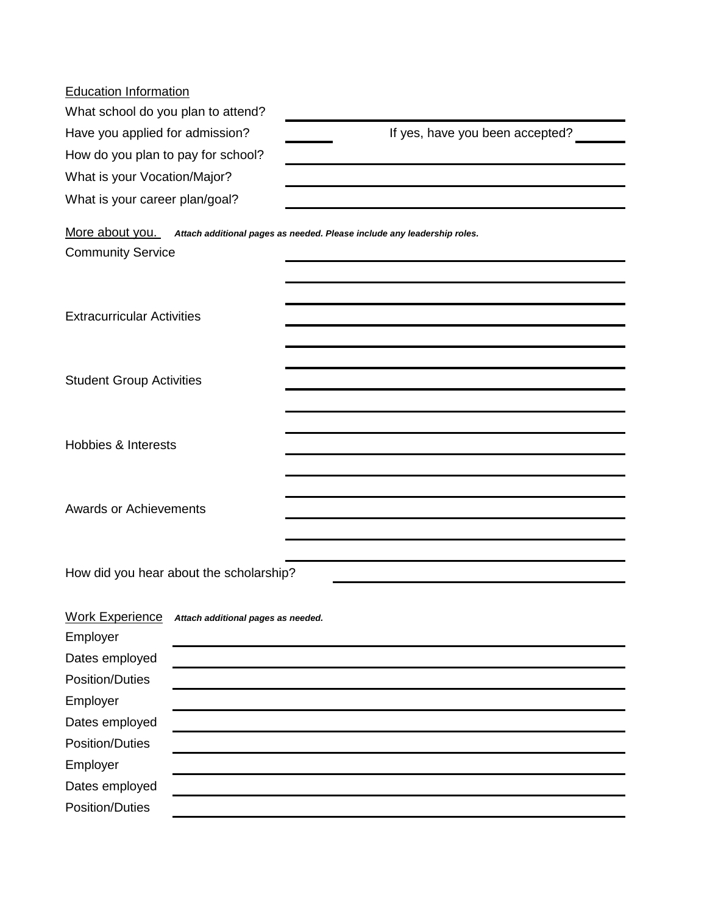Education Information

What school do you plan to attend? ______________________________

Have you applied for admission? ________ If yes, have you been accepted? ________

How do you plan to pay for school? ______________________________

What is your Vocation/Major? ______________________________

What is your career plan/goal? ______________________________

More about you. ***Attach additional pages as needed. Please include any leadership roles.***

Community Service ______________________________

______________________________

______________________________

Extracurricular Activities ______________________________

______________________________

______________________________

Student Group Activities ______________________________

______________________________

______________________________

Hobbies & Interests ______________________________

______________________________

______________________________

Awards or Achievements ______________________________

______________________________

______________________________

How did you hear about the scholarship? ______________________________

Work Experience ***Attach additional pages as needed.***

Employer ______________________________

Dates employed ______________________________

Position/Duties ______________________________

Employer ______________________________

Dates employed ______________________________

Position/Duties ______________________________

Employer ______________________________

Dates employed ______________________________

Position/Duties ______________________________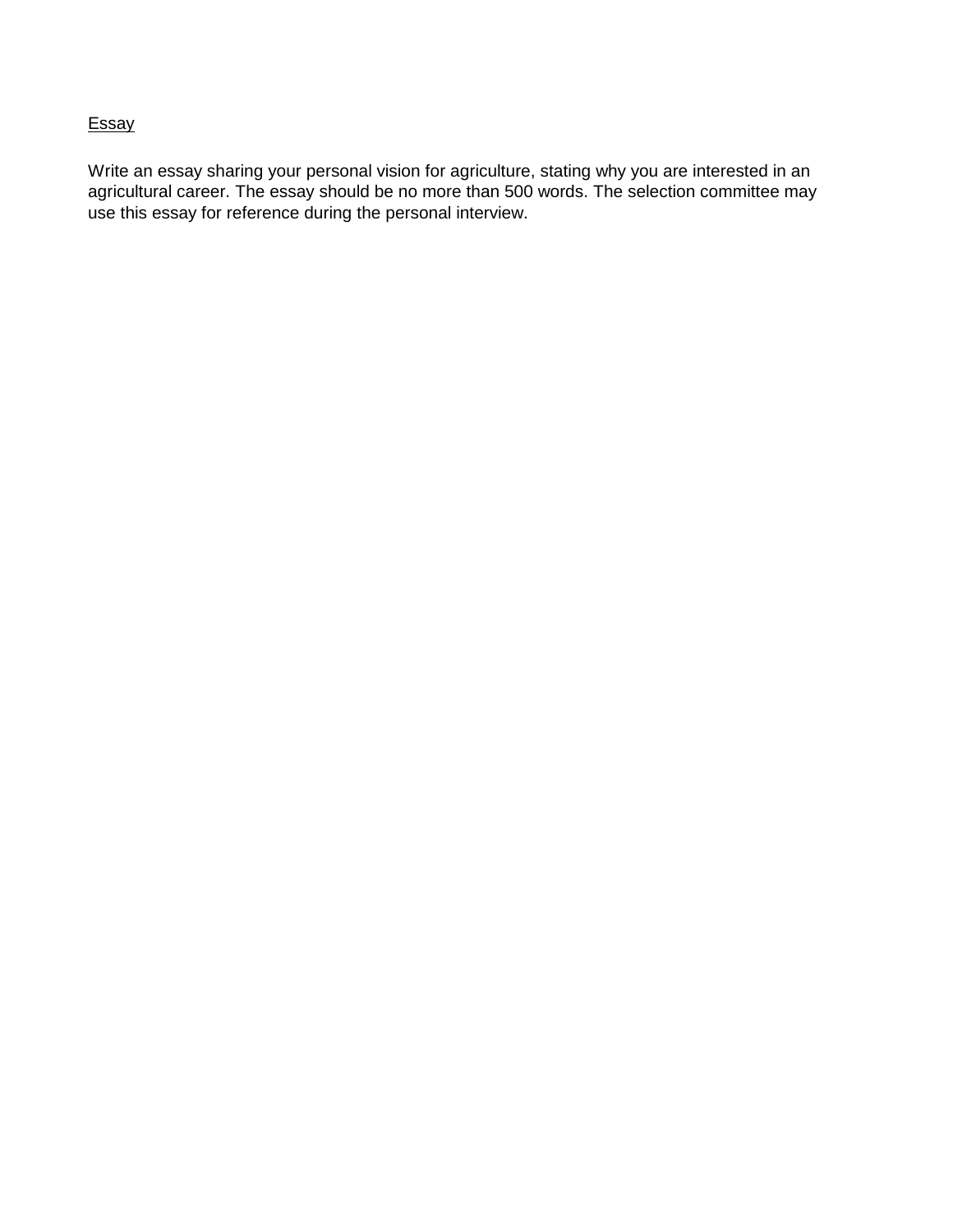<u>Essay</u>

Write an essay sharing your personal vision for agriculture, stating why you are interested in an agricultural career. The essay should be no more than 500 words. The selection committee may use this essay for reference during the personal interview.